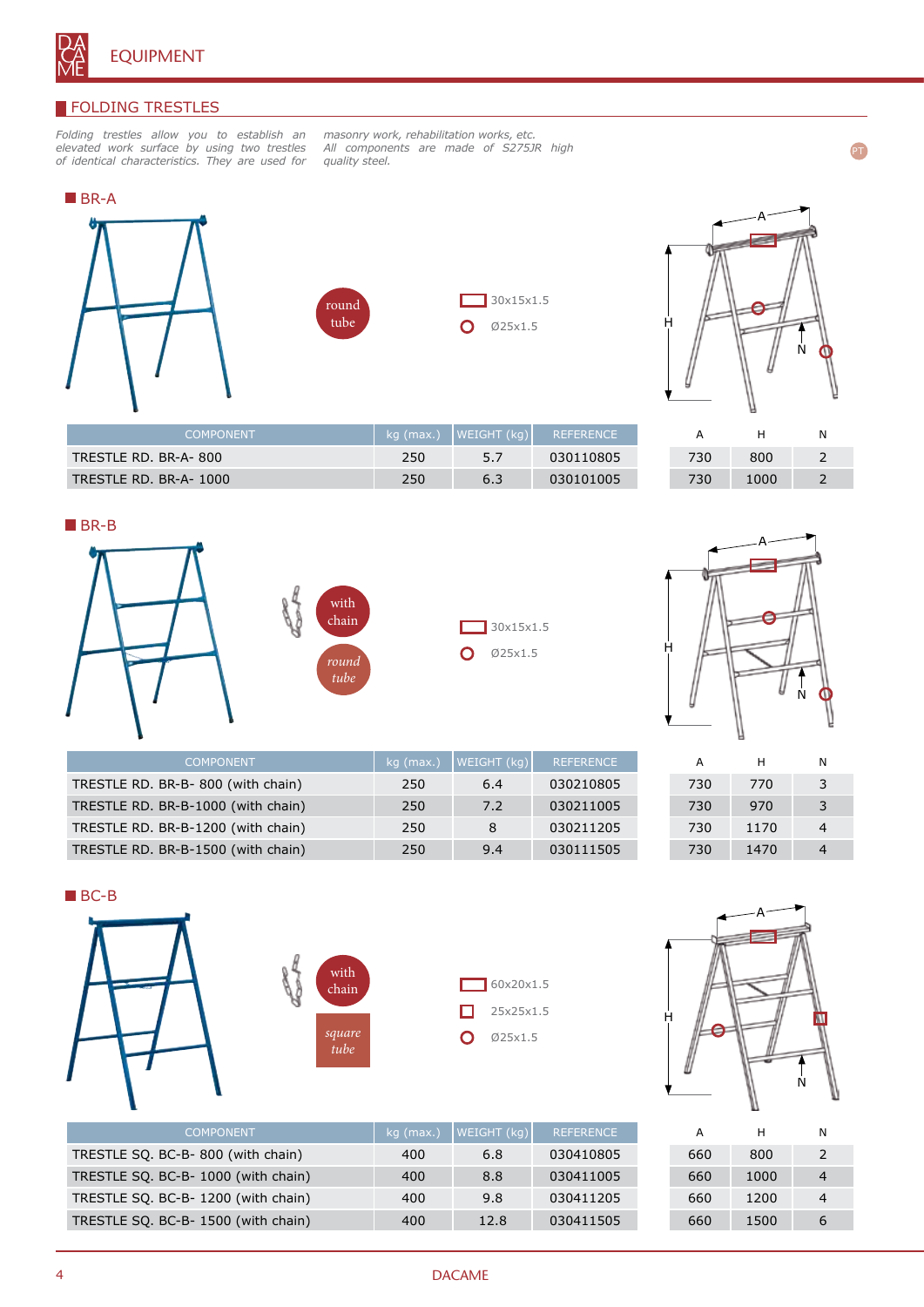## EQUIPMENT

### FOLDING TRESTLES

*Folding trestles allow you to establish an elevated work surface by using two trestles of identical characteristics. They are used for masonry work, rehabilitation works, etc. All components are made of S275JR high quality steel.*

### BR-A

round tube

30x15x1.5

Ø25x1.5

| COMPONENT | kg (max.) | WEIGHT (kg) | REFERENCE | A | H | N |
|---|---|---|---|---|---|---|
| TRESTLE RD. BR-A- 800 | 250 | 5.7 | 030110805 | 730 | 800 | 2 |
| TRESTLE RD. BR-A- 1000 | 250 | 6.3 | 030101005 | 730 | 1000 | 2 |

### BR-B

with chain

round tube

30x15x1.5

Ø25x1.5

| COMPONENT | kg (max.) | WEIGHT (kg) | REFERENCE | A | H | N |
|---|---|---|---|---|---|---|
| TRESTLE RD. BR-B- 800 (with chain) | 250 | 6.4 | 030210805 | 730 | 770 | 3 |
| TRESTLE RD. BR-B-1000 (with chain) | 250 | 7.2 | 030211005 | 730 | 970 | 3 |
| TRESTLE RD. BR-B-1200 (with chain) | 250 | 8 | 030211205 | 730 | 1170 | 4 |
| TRESTLE RD. BR-B-1500 (with chain) | 250 | 9.4 | 030111505 | 730 | 1470 | 4 |

### BC-B

with chain

square tube

60x20x1.5

25x25x1.5

Ø25x1.5

| COMPONENT | kg (max.) | WEIGHT (kg) | REFERENCE | A | H | N |
|---|---|---|---|---|---|---|
| TRESTLE SQ. BC-B- 800 (with chain) | 400 | 6.8 | 030410805 | 660 | 800 | 2 |
| TRESTLE SQ. BC-B- 1000 (with chain) | 400 | 8.8 | 030411005 | 660 | 1000 | 4 |
| TRESTLE SQ. BC-B- 1200 (with chain) | 400 | 9.8 | 030411205 | 660 | 1200 | 4 |
| TRESTLE SQ. BC-B- 1500 (with chain) | 400 | 12.8 | 030411505 | 660 | 1500 | 6 |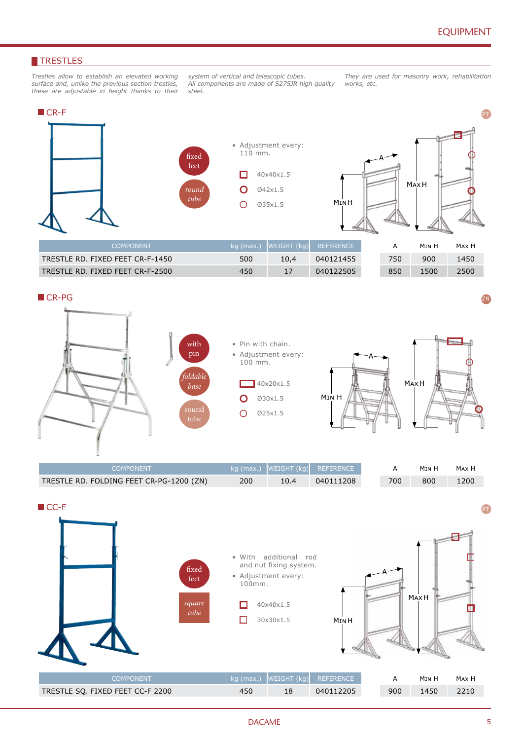## TRESTLES

*Trestles allow to establish an elevated working surface and, unlike the previous section trestles, these are adjustable in height thanks to their system of vertical and telescopic tubes. All components are made of S275JR high quality steel. They are used for masonry work, rehabilitation works, etc.*

### CR-F

PT

fixed feet

*round tube*

- Adjustment every: 110 mm.

40x40x1.5

Ø42x1.5

Ø35x1.5

| COMPONENT | kg (max.) | WEIGHT (kg) | REFERENCE | A | MIN H | MAX H |
|---|---|---|---|---|---|---|
| TRESTLE RD. FIXED FEET CR-F-1450 | 500 | 10,4 | 040121455 | 750 | 900 | 1450 |
| TRESTLE RD. FIXED FEET CR-F-2500 | 450 | 17 | 040122505 | 850 | 1500 | 2500 |

### CR-PG

ZN

with pin

*foldable base*

round tube

- Pin with chain.
- Adjustment every: 100 mm.

40x20x1.5

Ø30x1.5

Ø25x1.5

| COMPONENT | kg (max.) | WEIGHT (kg) | REFERENCE | A | MIN H | MAX H |
|---|---|---|---|---|---|---|
| TRESTLE RD. FOLDING FEET CR-PG-1200 (ZN) | 200 | 10.4 | 040111208 | 700 | 800 | 1200 |

### CC-F

PT

fixed feet

*square tube*

- With additional rod and nut fixing system.
- Adjustment every: 100mm.

40x40x1.5

30x30x1.5

| COMPONENT | kg (max.) | WEIGHT (kg) | REFERENCE | A | MIN H | MAX H |
|---|---|---|---|---|---|---|
| TRESTLE SQ. FIXED FEET CC-F 2200 | 450 | 18 | 040112205 | 900 | 1450 | 2210 |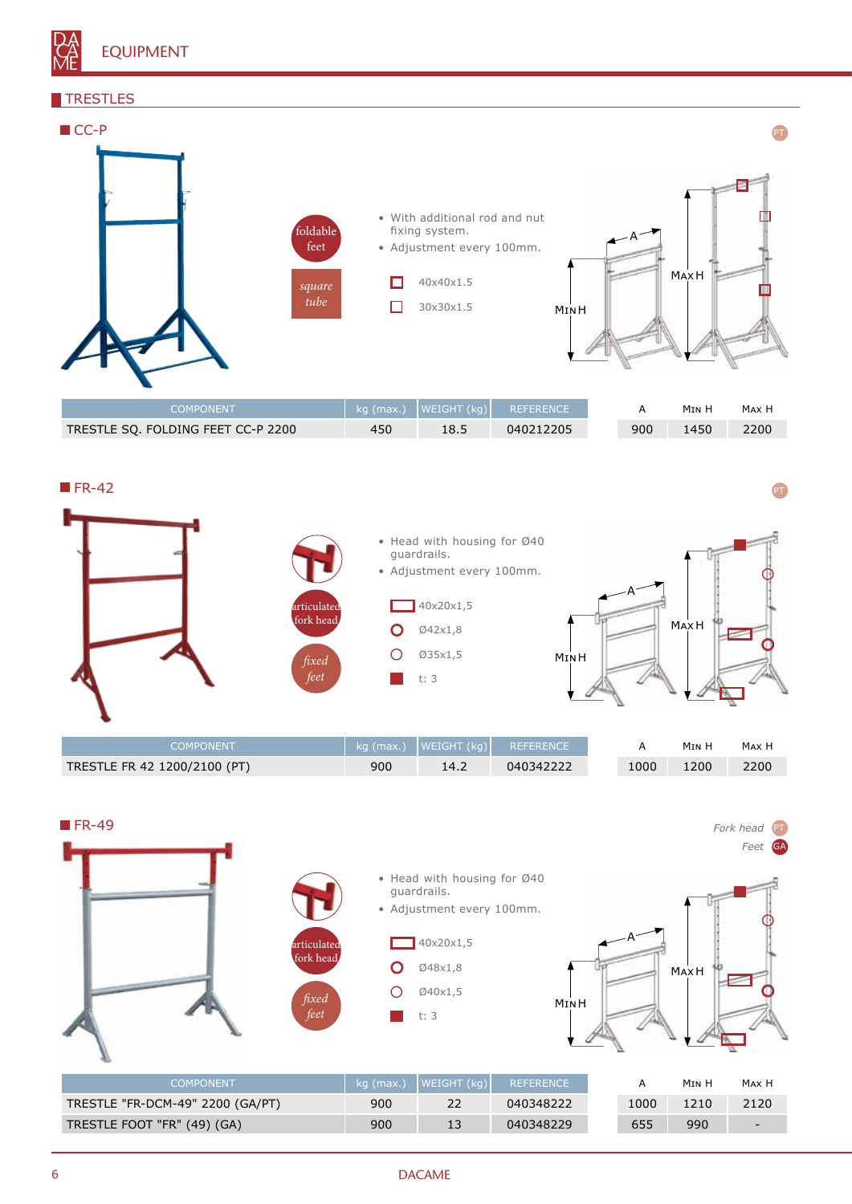# EQUIPMENT

## TRESTLES

### CC-P

PT

foldable feet

*square tube*

- With additional rod and nut fixing system.
- Adjustment every 100mm.

40x40x1.5

30x30x1.5

| COMPONENT | kg (max.) | WEIGHT (kg) | REFERENCE | A | MIN H | MAX H |
|---|---|---|---|---|---|---|
| TRESTLE SQ. FOLDING FEET CC-P 2200 | 450 | 18.5 | 040212205 | 900 | 1450 | 2200 |

### FR-42

PT

articulated fork head

*fixed feet*

- Head with housing for Ø40 guardrails.
- Adjustment every 100mm.

40x20x1,5

Ø42x1,8

Ø35x1,5

t: 3

| COMPONENT | kg (max.) | WEIGHT (kg) | REFERENCE | A | MIN H | MAX H |
|---|---|---|---|---|---|---|
| TRESTLE FR 42 1200/2100 (PT) | 900 | 14.2 | 040342222 | 1000 | 1200 | 2200 |

### FR-49

*Fork head* PT

*Feet* GA

articulated fork head

*fixed feet*

- Head with housing for Ø40 guardrails.
- Adjustment every 100mm.

40x20x1,5

Ø48x1,8

Ø40x1,5

t: 3

| COMPONENT | kg (max.) | WEIGHT (kg) | REFERENCE | A | MIN H | MAX H |
|---|---|---|---|---|---|---|
| TRESTLE "FR-DCM-49" 2200 (GA/PT) | 900 | 22 | 040348222 | 1000 | 1210 | 2120 |
| TRESTLE FOOT "FR" (49) (GA) | 900 | 13 | 040348229 | 655 | 990 | - |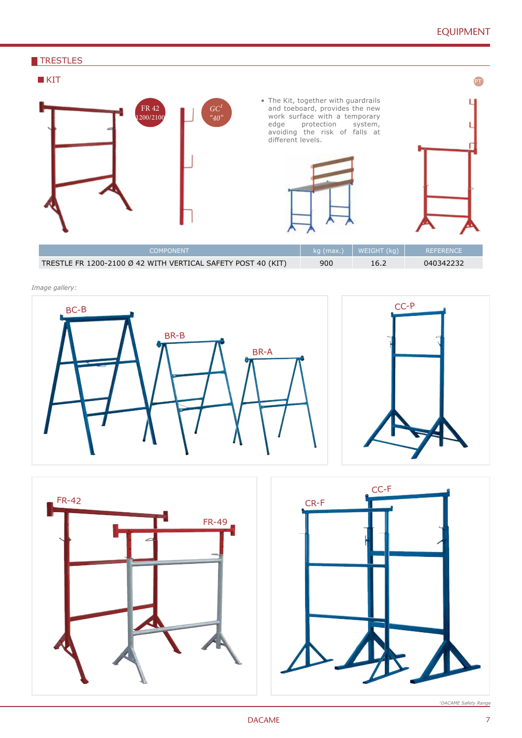# EQUIPMENT

## TRESTLES

### KIT

FR 42
1200/2100

GC[1]
"40"

PT

- The Kit, together with guardrails and toeboard, provides the new work surface with a temporary edge protection system, avoiding the risk of falls at different levels.

| COMPONENT | kg (max.) | WEIGHT (kg) | REFERENCE |
|---|---|---|---|
| TRESTLE FR 1200-2100 Ø 42 WITH VERTICAL SAFETY POST 40 (KIT) | 900 | 16.2 | 040342232 |

*Image gallery:*

BC-B

BR-B

BR-A

CC-P

FR-42

FR-49

CR-F

CC-F

[1]*DACAME Safety Range*